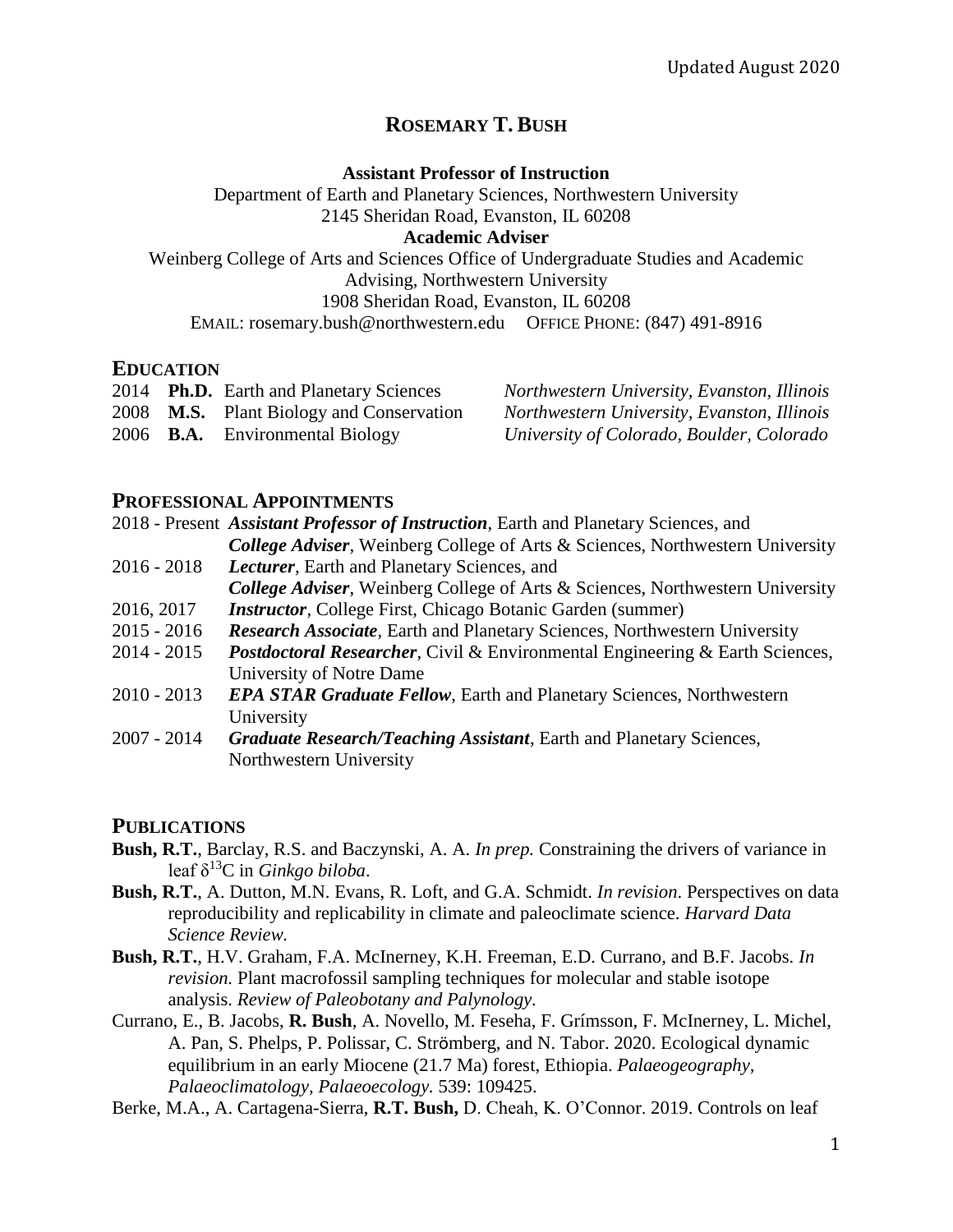Updated August 2020

# ROSEMARY T. BUSH

**Assistant Professor of Instruction**
Department of Earth and Planetary Sciences, Northwestern University
2145 Sheridan Road, Evanston, IL 60208
**Academic Adviser**
Weinberg College of Arts and Sciences Office of Undergraduate Studies and Academic Advising, Northwestern University
1908 Sheridan Road, Evanston, IL 60208
EMAIL: rosemary.bush@northwestern.edu OFFICE PHONE: (847) 491-8916

## EDUCATION

2014 **Ph.D.** Earth and Planetary Sciences — *Northwestern University, Evanston, Illinois*
2008 **M.S.** Plant Biology and Conservation — *Northwestern University, Evanston, Illinois*
2006 **B.A.** Environmental Biology — *University of Colorado, Boulder, Colorado*

## PROFESSIONAL APPOINTMENTS

2018 - Present *__Assistant Professor of Instruction__*, Earth and Planetary Sciences, and *__College Adviser__*, Weinberg College of Arts & Sciences, Northwestern University
2016 - 2018 *__Lecturer__*, Earth and Planetary Sciences, and *__College Adviser__*, Weinberg College of Arts & Sciences, Northwestern University
2016, 2017 *__Instructor__*, College First, Chicago Botanic Garden (summer)
2015 - 2016 *__Research Associate__*, Earth and Planetary Sciences, Northwestern University
2014 - 2015 *__Postdoctoral Researcher__*, Civil & Environmental Engineering & Earth Sciences, University of Notre Dame
2010 - 2013 *__EPA STAR Graduate Fellow__*, Earth and Planetary Sciences, Northwestern University
2007 - 2014 *__Graduate Research/Teaching Assistant__*, Earth and Planetary Sciences, Northwestern University

## PUBLICATIONS

**Bush, R.T.**, Barclay, R.S. and Baczynski, A. A. *In prep.* Constraining the drivers of variance in leaf $\delta^{13}C$ in *Ginkgo biloba*.

**Bush, R.T.**, A. Dutton, M.N. Evans, R. Loft, and G.A. Schmidt. *In revision.* Perspectives on data reproducibility and replicability in climate and paleoclimate science. *Harvard Data Science Review.*

**Bush, R.T.**, H.V. Graham, F.A. McInerney, K.H. Freeman, E.D. Currano, and B.F. Jacobs. *In revision.* Plant macrofossil sampling techniques for molecular and stable isotope analysis. *Review of Paleobotany and Palynology.*

Currano, E., B. Jacobs, **R. Bush**, A. Novello, M. Feseha, F. Grímsson, F. McInerney, L. Michel, A. Pan, S. Phelps, P. Polissar, C. Strömberg, and N. Tabor. 2020. Ecological dynamic equilibrium in an early Miocene (21.7 Ma) forest, Ethiopia. *Palaeogeography, Palaeoclimatology, Palaeoecology.* 539: 109425.

Berke, M.A., A. Cartagena-Sierra, **R.T. Bush,** D. Cheah, K. O'Connor. 2019. Controls on leaf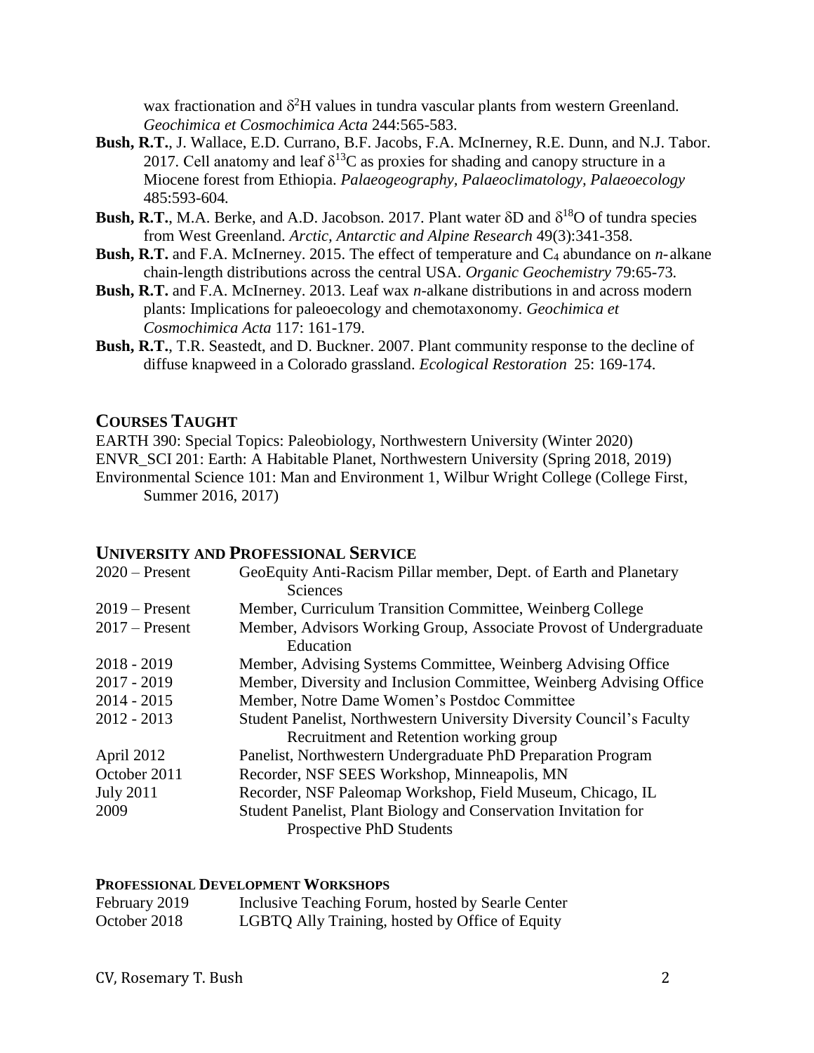wax fractionation and $\delta^2$H values in tundra vascular plants from western Greenland. *Geochimica et Cosmochimica Acta* 244:565-583.

**Bush, R.T.**, J. Wallace, E.D. Currano, B.F. Jacobs, F.A. McInerney, R.E. Dunn, and N.J. Tabor. 2017. Cell anatomy and leaf $\delta^{13}$C as proxies for shading and canopy structure in a Miocene forest from Ethiopia. *Palaeogeography, Palaeoclimatology, Palaeoecology* 485:593-604.

**Bush, R.T.**, M.A. Berke, and A.D. Jacobson. 2017. Plant water $\delta$D and $\delta^{18}$O of tundra species from West Greenland. *Arctic, Antarctic and Alpine Research* 49(3):341-358.

**Bush, R.T.** and F.A. McInerney. 2015. The effect of temperature and $C_4$ abundance on *n*-alkane chain-length distributions across the central USA. *Organic Geochemistry* 79:65-73.

**Bush, R.T.** and F.A. McInerney. 2013. Leaf wax *n*-alkane distributions in and across modern plants: Implications for paleoecology and chemotaxonomy. *Geochimica et Cosmochimica Acta* 117: 161-179.

**Bush, R.T.**, T.R. Seastedt, and D. Buckner. 2007. Plant community response to the decline of diffuse knapweed in a Colorado grassland. *Ecological Restoration* 25: 169-174.

## COURSES TAUGHT

EARTH 390: Special Topics: Paleobiology, Northwestern University (Winter 2020)
ENVR_SCI 201: Earth: A Habitable Planet, Northwestern University (Spring 2018, 2019)
Environmental Science 101: Man and Environment 1, Wilbur Wright College (College First, Summer 2016, 2017)

## UNIVERSITY AND PROFESSIONAL SERVICE

| | |
|---|---|
| 2020 – Present | GeoEquity Anti-Racism Pillar member, Dept. of Earth and Planetary Sciences |
| 2019 – Present | Member, Curriculum Transition Committee, Weinberg College |
| 2017 – Present | Member, Advisors Working Group, Associate Provost of Undergraduate Education |
| 2018 - 2019 | Member, Advising Systems Committee, Weinberg Advising Office |
| 2017 - 2019 | Member, Diversity and Inclusion Committee, Weinberg Advising Office |
| 2014 - 2015 | Member, Notre Dame Women's Postdoc Committee |
| 2012 - 2013 | Student Panelist, Northwestern University Diversity Council's Faculty Recruitment and Retention working group |
| April 2012 | Panelist, Northwestern Undergraduate PhD Preparation Program |
| October 2011 | Recorder, NSF SEES Workshop, Minneapolis, MN |
| July 2011 | Recorder, NSF Paleomap Workshop, Field Museum, Chicago, IL |
| 2009 | Student Panelist, Plant Biology and Conservation Invitation for Prospective PhD Students |

### PROFESSIONAL DEVELOPMENT WORKSHOPS

| | |
|---|---|
| February 2019 | Inclusive Teaching Forum, hosted by Searle Center |
| October 2018 | LGBTQ Ally Training, hosted by Office of Equity |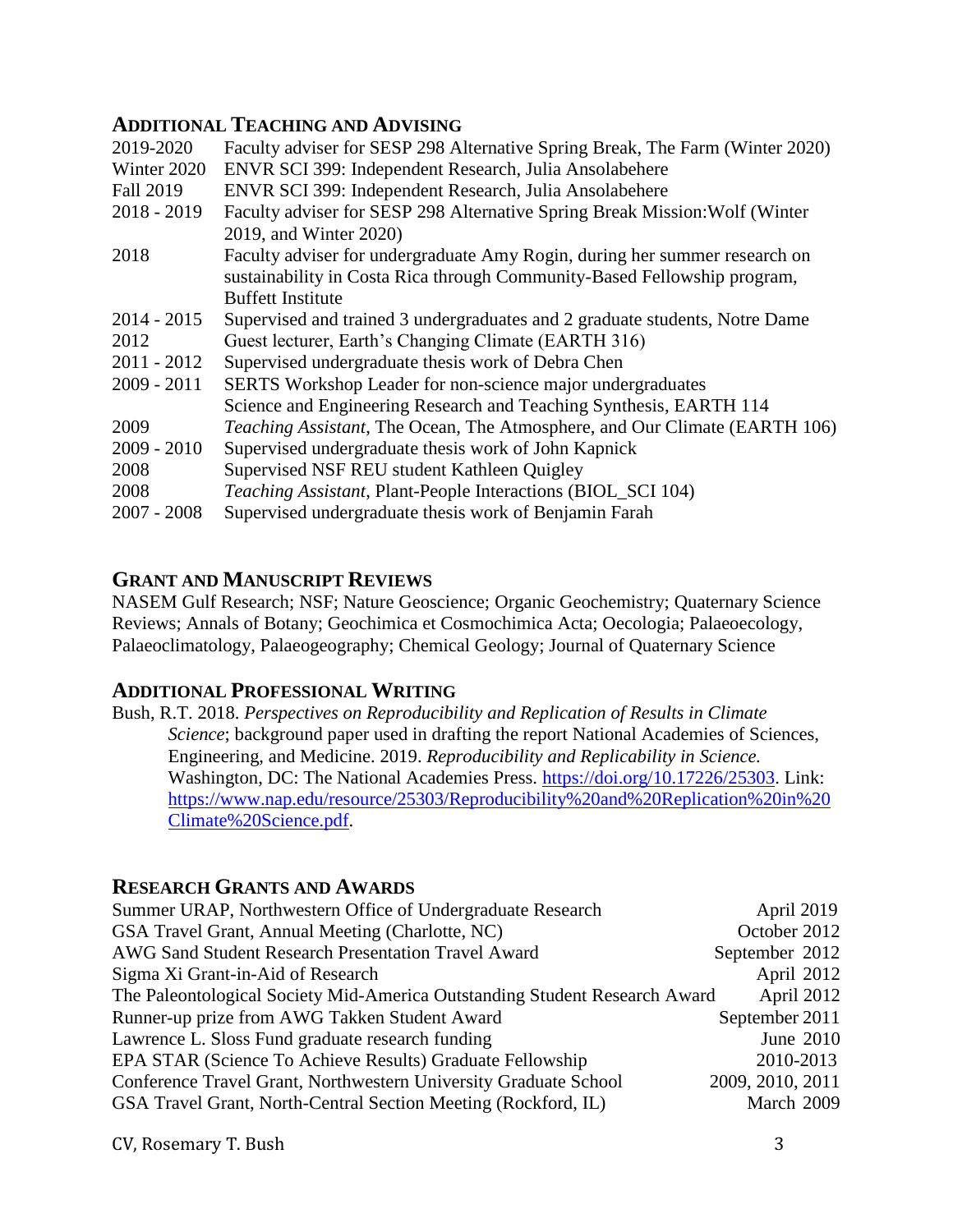## Additional Teaching and Advising

| | |
|---|---|
| 2019-2020 | Faculty adviser for SESP 298 Alternative Spring Break, The Farm (Winter 2020) |
| Winter 2020 | ENVR SCI 399: Independent Research, Julia Ansolabehere |
| Fall 2019 | ENVR SCI 399: Independent Research, Julia Ansolabehere |
| 2018 - 2019 | Faculty adviser for SESP 298 Alternative Spring Break Mission:Wolf (Winter 2019, and Winter 2020) |
| 2018 | Faculty adviser for undergraduate Amy Rogin, during her summer research on sustainability in Costa Rica through Community-Based Fellowship program, Buffett Institute |
| 2014 - 2015 | Supervised and trained 3 undergraduates and 2 graduate students, Notre Dame |
| 2012 | Guest lecturer, Earth's Changing Climate (EARTH 316) |
| 2011 - 2012 | Supervised undergraduate thesis work of Debra Chen |
| 2009 - 2011 | SERTS Workshop Leader for non-science major undergraduates Science and Engineering Research and Teaching Synthesis, EARTH 114 |
| 2009 | *Teaching Assistant*, The Ocean, The Atmosphere, and Our Climate (EARTH 106) |
| 2009 - 2010 | Supervised undergraduate thesis work of John Kapnick |
| 2008 | Supervised NSF REU student Kathleen Quigley |
| 2008 | *Teaching Assistant*, Plant-People Interactions (BIOL_SCI 104) |
| 2007 - 2008 | Supervised undergraduate thesis work of Benjamin Farah |

## Grant and Manuscript Reviews

NASEM Gulf Research; NSF; Nature Geoscience; Organic Geochemistry; Quaternary Science Reviews; Annals of Botany; Geochimica et Cosmochimica Acta; Oecologia; Palaeoecology, Palaeoclimatology, Palaeogeography; Chemical Geology; Journal of Quaternary Science

## Additional Professional Writing

Bush, R.T. 2018. *Perspectives on Reproducibility and Replication of Results in Climate Science*; background paper used in drafting the report National Academies of Sciences, Engineering, and Medicine. 2019. *Reproducibility and Replicability in Science.* Washington, DC: The National Academies Press. https://doi.org/10.17226/25303. Link: https://www.nap.edu/resource/25303/Reproducibility%20and%20Replication%20in%20Climate%20Science.pdf.

## Research Grants and Awards

| | |
|---|---|
| Summer URAP, Northwestern Office of Undergraduate Research | April 2019 |
| GSA Travel Grant, Annual Meeting (Charlotte, NC) | October 2012 |
| AWG Sand Student Research Presentation Travel Award | September 2012 |
| Sigma Xi Grant-in-Aid of Research | April 2012 |
| The Paleontological Society Mid-America Outstanding Student Research Award | April 2012 |
| Runner-up prize from AWG Takken Student Award | September 2011 |
| Lawrence L. Sloss Fund graduate research funding | June 2010 |
| EPA STAR (Science To Achieve Results) Graduate Fellowship | 2010-2013 |
| Conference Travel Grant, Northwestern University Graduate School | 2009, 2010, 2011 |
| GSA Travel Grant, North-Central Section Meeting (Rockford, IL) | March 2009 |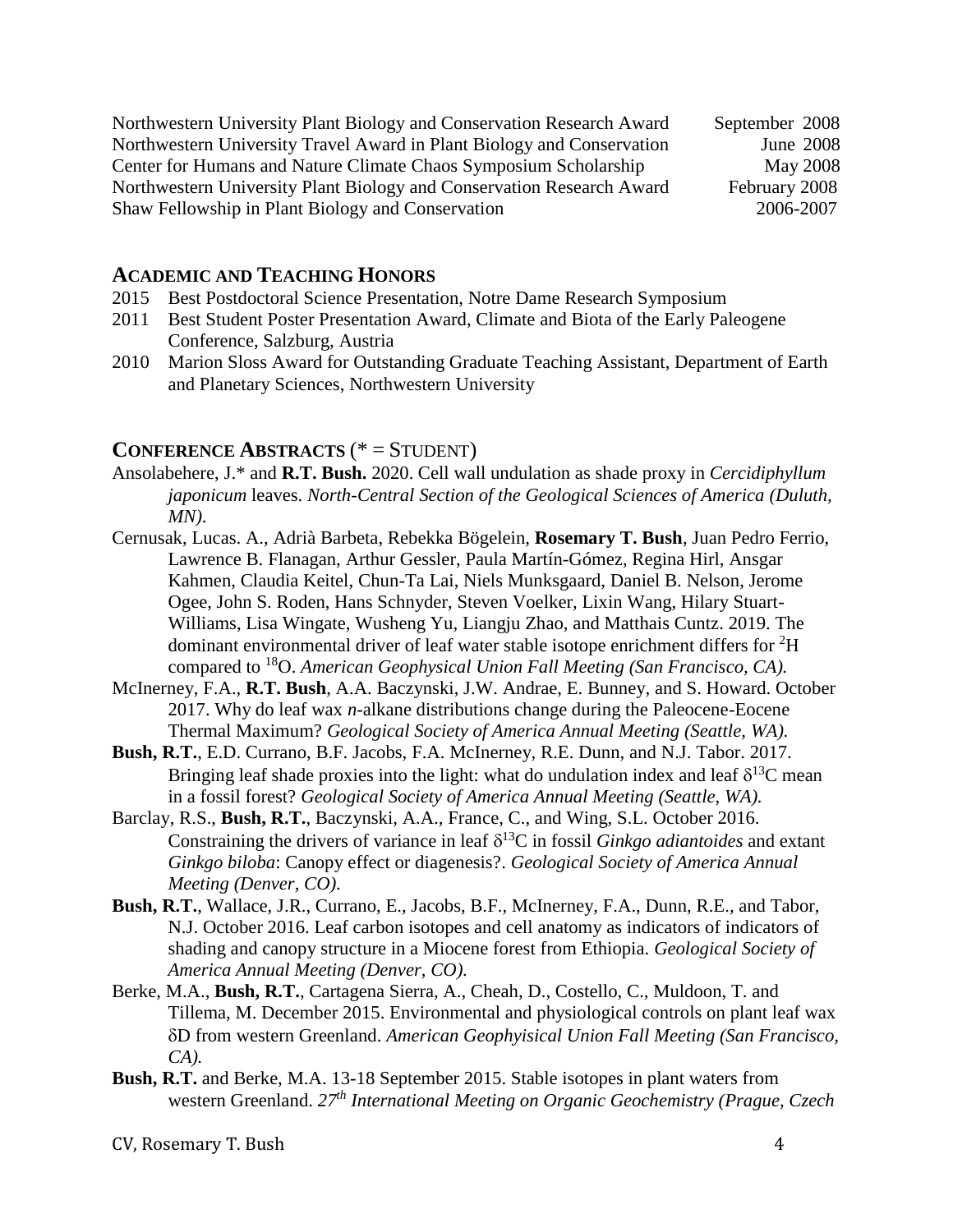Northwestern University Plant Biology and Conservation Research Award — September 2008
Northwestern University Travel Award in Plant Biology and Conservation — June 2008
Center for Humans and Nature Climate Chaos Symposium Scholarship — May 2008
Northwestern University Plant Biology and Conservation Research Award — February 2008
Shaw Fellowship in Plant Biology and Conservation — 2006-2007

## ACADEMIC AND TEACHING HONORS

2015 Best Postdoctoral Science Presentation, Notre Dame Research Symposium
2011 Best Student Poster Presentation Award, Climate and Biota of the Early Paleogene Conference, Salzburg, Austria
2010 Marion Sloss Award for Outstanding Graduate Teaching Assistant, Department of Earth and Planetary Sciences, Northwestern University

## CONFERENCE ABSTRACTS (* = STUDENT)

Ansolabehere, J.* and **R.T. Bush.** 2020. Cell wall undulation as shade proxy in *Cercidiphyllum japonicum* leaves. *North-Central Section of the Geological Sciences of America (Duluth, MN).*

Cernusak, Lucas. A., Adrià Barbeta, Rebekka Bögelein, **Rosemary T. Bush**, Juan Pedro Ferrio, Lawrence B. Flanagan, Arthur Gessler, Paula Martín-Gómez, Regina Hirl, Ansgar Kahmen, Claudia Keitel, Chun-Ta Lai, Niels Munksgaard, Daniel B. Nelson, Jerome Ogee, John S. Roden, Hans Schnyder, Steven Voelker, Lixin Wang, Hilary Stuart-Williams, Lisa Wingate, Wusheng Yu, Liangju Zhao, and Matthais Cuntz. 2019. The dominant environmental driver of leaf water stable isotope enrichment differs for $^{2}$H compared to $^{18}$O. *American Geophysical Union Fall Meeting (San Francisco, CA).*

McInerney, F.A., **R.T. Bush**, A.A. Baczynski, J.W. Andrae, E. Bunney, and S. Howard. October 2017. Why do leaf wax *n*-alkane distributions change during the Paleocene-Eocene Thermal Maximum? *Geological Society of America Annual Meeting (Seattle, WA).*

**Bush, R.T.**, E.D. Currano, B.F. Jacobs, F.A. McInerney, R.E. Dunn, and N.J. Tabor. 2017. Bringing leaf shade proxies into the light: what do undulation index and leaf $\delta^{13}$C mean in a fossil forest? *Geological Society of America Annual Meeting (Seattle, WA).*

Barclay, R.S., **Bush, R.T.**, Baczynski, A.A., France, C., and Wing, S.L. October 2016. Constraining the drivers of variance in leaf $\delta^{13}$C in fossil *Ginkgo adiantoides* and extant *Ginkgo biloba*: Canopy effect or diagenesis?. *Geological Society of America Annual Meeting (Denver, CO).*

**Bush, R.T.**, Wallace, J.R., Currano, E., Jacobs, B.F., McInerney, F.A., Dunn, R.E., and Tabor, N.J. October 2016. Leaf carbon isotopes and cell anatomy as indicators of indicators of shading and canopy structure in a Miocene forest from Ethiopia. *Geological Society of America Annual Meeting (Denver, CO).*

Berke, M.A., **Bush, R.T.**, Cartagena Sierra, A., Cheah, D., Costello, C., Muldoon, T. and Tillema, M. December 2015. Environmental and physiological controls on plant leaf wax $\delta$D from western Greenland. *American Geophyisical Union Fall Meeting (San Francisco, CA).*

**Bush, R.T.** and Berke, M.A. 13-18 September 2015. Stable isotopes in plant waters from western Greenland. *27$^{th}$ International Meeting on Organic Geochemistry (Prague, Czech*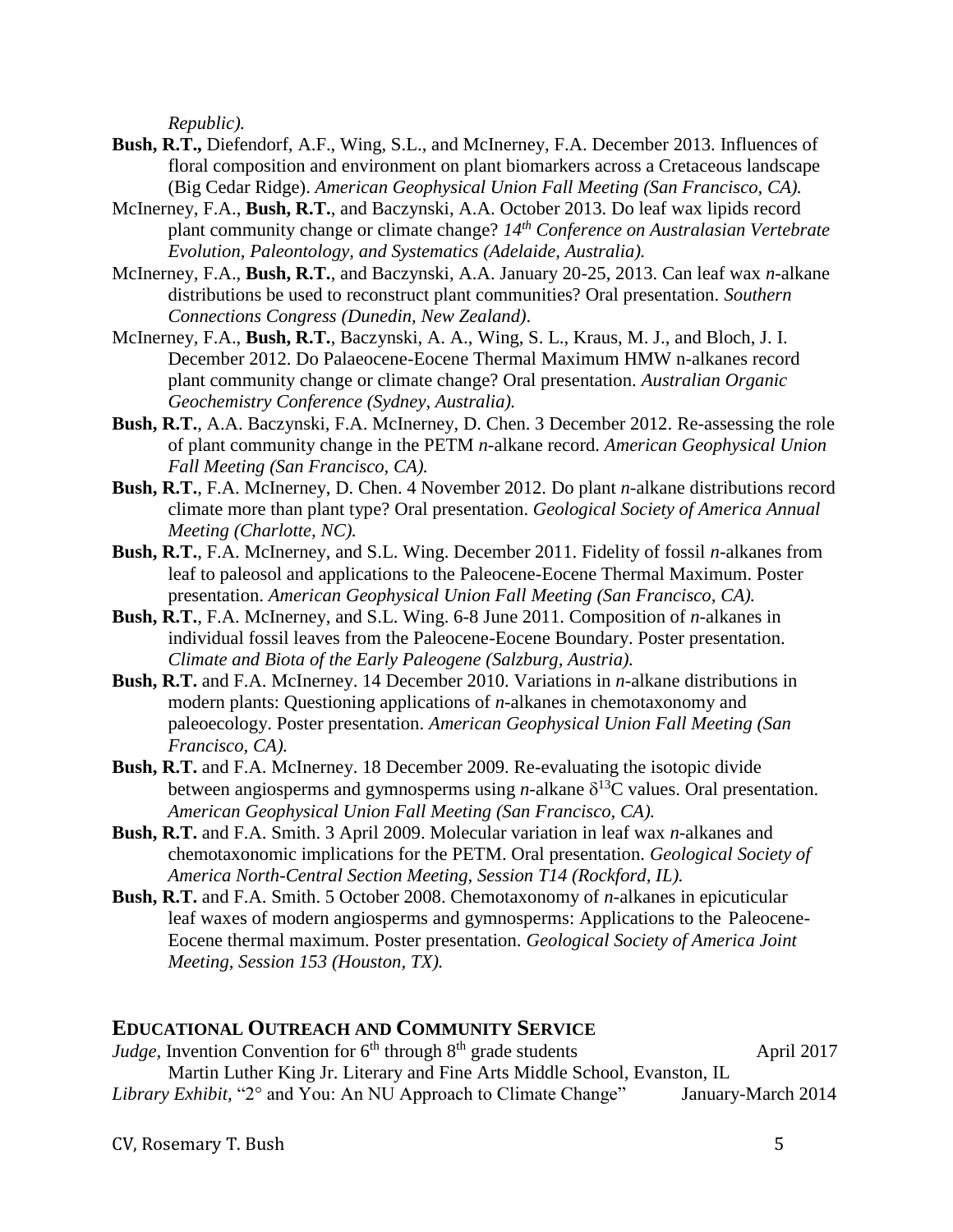*Republic).*

**Bush, R.T.,** Diefendorf, A.F., Wing, S.L., and McInerney, F.A. December 2013. Influences of floral composition and environment on plant biomarkers across a Cretaceous landscape (Big Cedar Ridge). *American Geophysical Union Fall Meeting (San Francisco, CA).*

McInerney, F.A., **Bush, R.T.**, and Baczynski, A.A. October 2013. Do leaf wax lipids record plant community change or climate change? *14th Conference on Australasian Vertebrate Evolution, Paleontology, and Systematics (Adelaide, Australia).*

McInerney, F.A., **Bush, R.T.**, and Baczynski, A.A. January 20-25, 2013. Can leaf wax *n*-alkane distributions be used to reconstruct plant communities? Oral presentation. *Southern Connections Congress (Dunedin, New Zealand)*.

McInerney, F.A., **Bush, R.T.**, Baczynski, A. A., Wing, S. L., Kraus, M. J., and Bloch, J. I. December 2012. Do Palaeocene-Eocene Thermal Maximum HMW n-alkanes record plant community change or climate change? Oral presentation. *Australian Organic Geochemistry Conference (Sydney, Australia).*

**Bush, R.T.**, A.A. Baczynski, F.A. McInerney, D. Chen. 3 December 2012. Re-assessing the role of plant community change in the PETM *n*-alkane record. *American Geophysical Union Fall Meeting (San Francisco, CA).*

**Bush, R.T.**, F.A. McInerney, D. Chen. 4 November 2012. Do plant *n*-alkane distributions record climate more than plant type? Oral presentation. *Geological Society of America Annual Meeting (Charlotte, NC).*

**Bush, R.T.**, F.A. McInerney, and S.L. Wing. December 2011. Fidelity of fossil *n*-alkanes from leaf to paleosol and applications to the Paleocene-Eocene Thermal Maximum. Poster presentation. *American Geophysical Union Fall Meeting (San Francisco, CA).*

**Bush, R.T.**, F.A. McInerney, and S.L. Wing. 6-8 June 2011. Composition of *n*-alkanes in individual fossil leaves from the Paleocene-Eocene Boundary. Poster presentation. *Climate and Biota of the Early Paleogene (Salzburg, Austria).*

**Bush, R.T.** and F.A. McInerney. 14 December 2010. Variations in *n*-alkane distributions in modern plants: Questioning applications of *n*-alkanes in chemotaxonomy and paleoecology. Poster presentation. *American Geophysical Union Fall Meeting (San Francisco, CA).*

**Bush, R.T.** and F.A. McInerney. 18 December 2009. Re-evaluating the isotopic divide between angiosperms and gymnosperms using *n*-alkane $\delta^{13}$C values. Oral presentation. *American Geophysical Union Fall Meeting (San Francisco, CA).*

**Bush, R.T.** and F.A. Smith. 3 April 2009. Molecular variation in leaf wax *n*-alkanes and chemotaxonomic implications for the PETM. Oral presentation. *Geological Society of America North-Central Section Meeting, Session T14 (Rockford, IL).*

**Bush, R.T.** and F.A. Smith. 5 October 2008. Chemotaxonomy of *n*-alkanes in epicuticular leaf waxes of modern angiosperms and gymnosperms: Applications to the Paleocene-Eocene thermal maximum. Poster presentation. *Geological Society of America Joint Meeting, Session 153 (Houston, TX).*

## EDUCATIONAL OUTREACH AND COMMUNITY SERVICE

*Judge*, Invention Convention for 6th through 8th grade students — April 2017
Martin Luther King Jr. Literary and Fine Arts Middle School, Evanston, IL

*Library Exhibit*, "2° and You: An NU Approach to Climate Change" — January-March 2014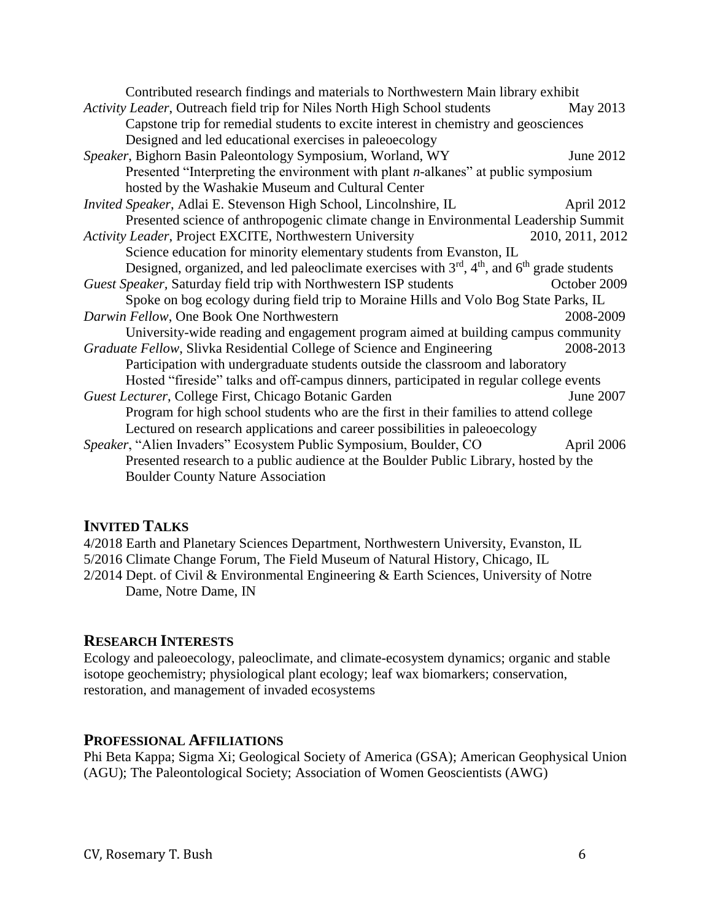Contributed research findings and materials to Northwestern Main library exhibit

*Activity Leader*, Outreach field trip for Niles North High School students — May 2013
Capstone trip for remedial students to excite interest in chemistry and geosciences
Designed and led educational exercises in paleoecology

*Speaker*, Bighorn Basin Paleontology Symposium, Worland, WY — June 2012
Presented "Interpreting the environment with plant *n*-alkanes" at public symposium hosted by the Washakie Museum and Cultural Center

*Invited Speaker*, Adlai E. Stevenson High School, Lincolnshire, IL — April 2012
Presented science of anthropogenic climate change in Environmental Leadership Summit

*Activity Leader*, Project EXCITE, Northwestern University — 2010, 2011, 2012
Science education for minority elementary students from Evanston, IL
Designed, organized, and led paleoclimate exercises with 3rd, 4th, and 6th grade students

*Guest Speaker*, Saturday field trip with Northwestern ISP students — October 2009
Spoke on bog ecology during field trip to Moraine Hills and Volo Bog State Parks, IL

*Darwin Fellow*, One Book One Northwestern — 2008-2009
University-wide reading and engagement program aimed at building campus community

*Graduate Fellow*, Slivka Residential College of Science and Engineering — 2008-2013
Participation with undergraduate students outside the classroom and laboratory
Hosted "fireside" talks and off-campus dinners, participated in regular college events

*Guest Lecturer*, College First, Chicago Botanic Garden — June 2007
Program for high school students who are the first in their families to attend college
Lectured on research applications and career possibilities in paleoecology

*Speaker*, "Alien Invaders" Ecosystem Public Symposium, Boulder, CO — April 2006
Presented research to a public audience at the Boulder Public Library, hosted by the Boulder County Nature Association

## INVITED TALKS

4/2018 Earth and Planetary Sciences Department, Northwestern University, Evanston, IL
5/2016 Climate Change Forum, The Field Museum of Natural History, Chicago, IL
2/2014 Dept. of Civil & Environmental Engineering & Earth Sciences, University of Notre Dame, Notre Dame, IN

## RESEARCH INTERESTS

Ecology and paleoecology, paleoclimate, and climate-ecosystem dynamics; organic and stable isotope geochemistry; physiological plant ecology; leaf wax biomarkers; conservation, restoration, and management of invaded ecosystems

## PROFESSIONAL AFFILIATIONS

Phi Beta Kappa; Sigma Xi; Geological Society of America (GSA); American Geophysical Union (AGU); The Paleontological Society; Association of Women Geoscientists (AWG)